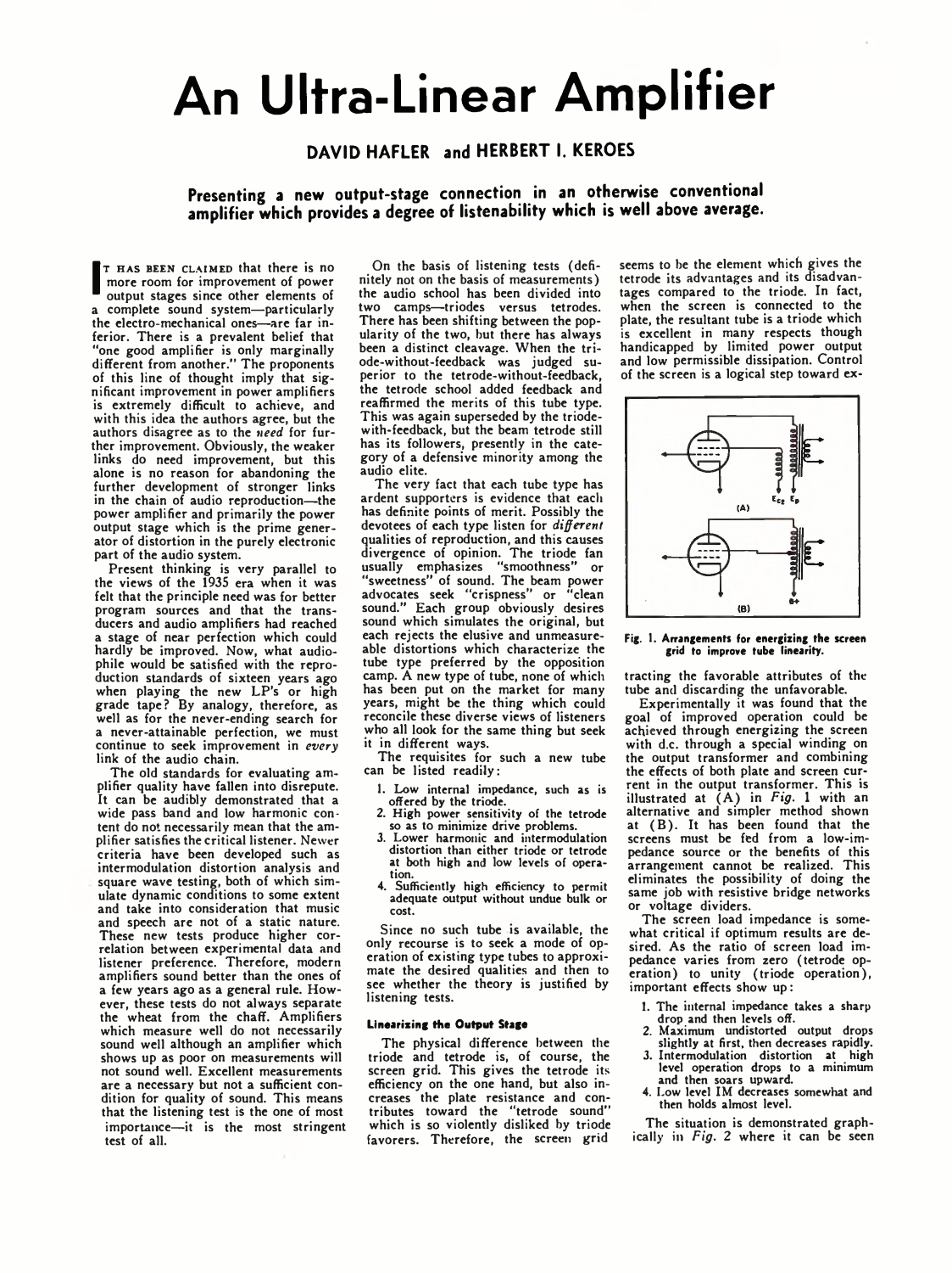# An Ultra-Linear Amplifier

**DAVID HAFLER and HERBERT I. KEROES**

**Presenting a new output-stage connection in an otherwise conventional amplifier which provides a degree of listenability which is well above average.**

It has been claimed that there is no more room for improvement of power output stages since other elements of a complete sound system—particularly the electro-mechanical ones—are far inferior. There is a prevalent belief that "one good amplifier is only marginally different from another." The proponents of this line of thought imply that significant improvement in power amplifiers is extremely difficult to achieve, and with this idea the authors agree, but the authors disagree as to the *need* for further improvement. Obviously, the weaker links do need improvement, but this alone is no reason for abandoning the further development of stronger links in the chain of audio reproduction—the power amplifier and primarily the power output stage which is the prime generator of distortion in the purely electronic part of the audio system.

Present thinking is very parallel to the views of the 1935 era when it was felt that the principle need was for better program sources and that the transducers and audio amplifiers had reached a stage of near perfection which could hardly be improved. Now, what audiophile would be satisfied with the reproduction standards of sixteen years ago when playing the new LP's or high grade tape? By analogy, therefore, as well as for the never-ending search for a never-attainable perfection, we must continue to seek improvement in *every* link of the audio chain.

The old standards for evaluating amplifier quality have fallen into disrepute. It can be audibly demonstrated that a wide pass band and low harmonic content do not necessarily mean that the amplifier satisfies the critical listener. Newer criteria have been developed such as intermodulation distortion analysis and square wave testing, both of which simulate dynamic conditions to some extent and take into consideration that music and speech are not of a static nature. These new tests produce higher correlation between experimental data and listener preference. Therefore, modern amplifiers sound better than the ones of a few years ago as a general rule. However, these tests do not always separate the wheat from the chaff. Amplifiers which measure well do not necessarily sound well although an amplifier which shows up as poor on measurements will not sound well. Excellent measurements are a necessary but not a sufficient condition for quality of sound. This means that the listening test is the one of most importance—it is the most stringent test of all.

On the basis of listening tests (definitely not on the basis of measurements) the audio school has been divided into two camps—triodes versus tetrodes. There has been shifting between the popularity of the two, but there has always been a distinct cleavage. When the triode-without-feedback was judged superior to the tetrode-without-feedback, the tetrode school added feedback and reaffirmed the merits of this tube type. This was again superseded by the triode-with-feedback, but the beam tetrode still has its followers, presently in the category of a defensive minority among the audio elite.

The very fact that each tube type has ardent supporters is evidence that each has definite points of merit. Possibly the devotees of each type listen for *different* qualities of reproduction, and this causes divergence of opinion. The triode fan usually emphasizes "smoothness" or "sweetness" of sound. The beam power advocates seek "crispness" or "clean sound." Each group obviously desires sound which simulates the original, but each rejects the elusive and unmeasureable distortions which characterize the tube type preferred by the opposition camp. A new type of tube, none of which has been put on the market for many years, might be the thing which could reconcile these diverse views of listeners who all look for the same thing but seek it in different ways.

The requisites for such a new tube can be listed readily:

1. Low internal impedance, such as is offered by the triode.
2. High power sensitivity of the tetrode so as to minimize drive problems.
3. Lower harmonic and intermodulation distortion than either triode or tetrode at both high and low levels of operation.
4. Sufficiently high efficiency to permit adequate output without undue bulk or cost.

Since no such tube is available, the only recourse is to seek a mode of operation of existing type tubes to approximate the desired qualities and then to see whether the theory is justified by listening tests.

### Linearizing the Output Stage

The physical difference between the triode and tetrode is, of course, the screen grid. This gives the tetrode its efficiency on the one hand, but also increases the plate resistance and contributes toward the "tetrode sound" which is so violently disliked by triode favorers. Therefore, the screen grid seems to be the element which gives the tetrode its advantages and its disadvantages compared to the triode. In fact, when the screen is connected to the plate, the resultant tube is a triode which is excellent in many respects though handicapped by limited power output and low permissible dissipation. Control of the screen is a logical step toward extracting the favorable attributes of the tube and discarding the unfavorable.

Fig. 1. Arrangements for energizing the screen grid to improve tube linearity.

Experimentally it was found that the goal of improved operation could be achieved through energizing the screen with d.c. through a special winding on the output transformer and combining the effects of both plate and screen current in the output transformer. This is illustrated at (A) in *Fig. 1* with an alternative and simpler method shown at (B). It has been found that the screens must be fed from a low-impedance source or the benefits of this arrangement cannot be realized. This eliminates the possibility of doing the same job with resistive bridge networks or voltage dividers.

The screen load impedance is somewhat critical if optimum results are desired. As the ratio of screen load impedance varies from zero (tetrode operation) to unity (triode operation), important effects show up:

1. The internal impedance takes a sharp drop and then levels off.
2. Maximum undistorted output drops slightly at first, then decreases rapidly.
3. Intermodulation distortion at high level operation drops to a minimum and then soars upward.
4. Low level IM decreases somewhat and then holds almost level.

The situation is demonstrated graphically in *Fig. 2* where it can be seen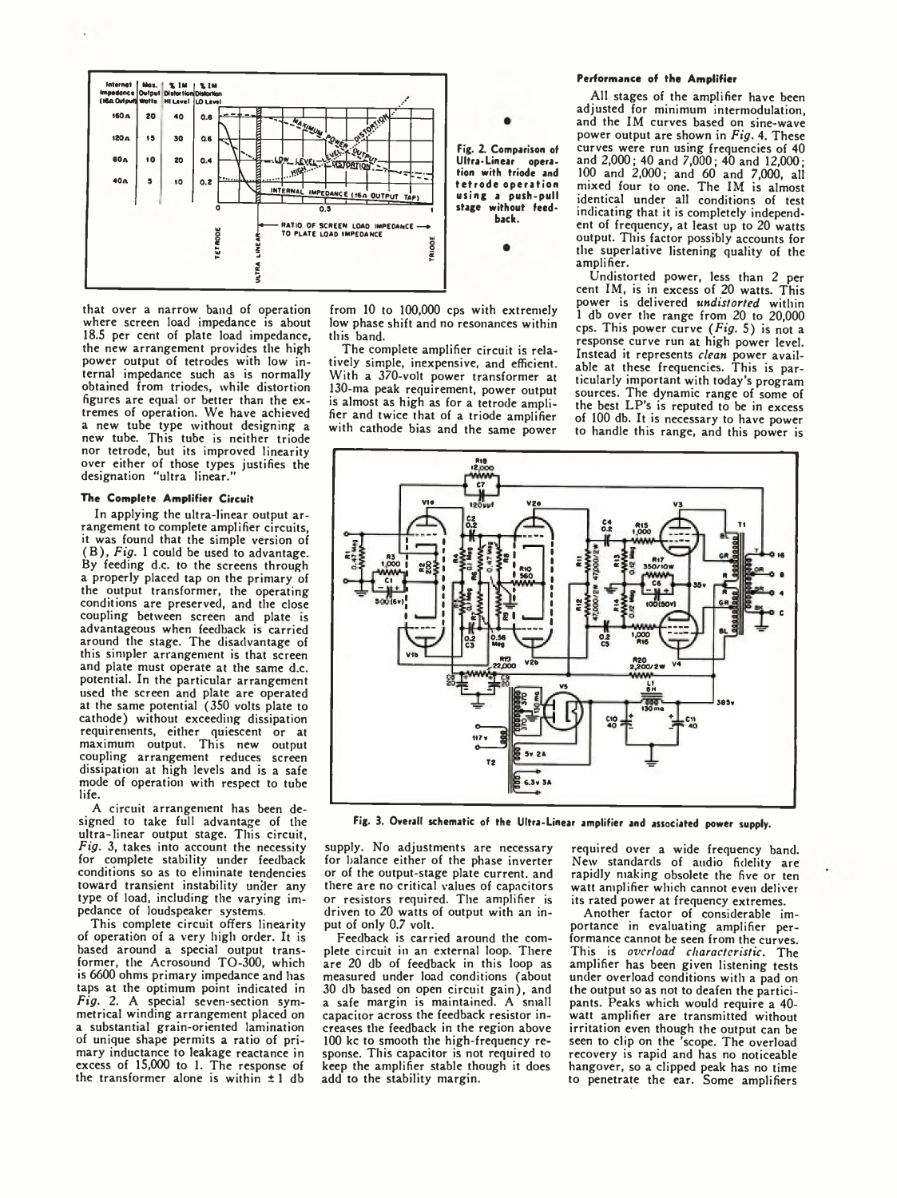Fig. 2. Comparison of Ultra-Linear operation with triode and tetrode operation using a push-pull stage without feedback.

that over a narrow band of operation where screen load impedance is about 18.5 per cent of plate load impedance, the new arrangement provides the high power output of tetrodes with low internal impedance such as is normally obtained from triodes, while distortion figures are equal or better than the extremes of operation. We have achieved a new tube type without designing a new tube. This tube is neither triode nor tetrode, but its improved linearity over either of those types justifies the designation "ultra linear."

### The Complete Amplifier Circuit

In applying the ultra-linear output arrangement to complete amplifier circuits, it was found that the simple version of (B), *Fig.* 1 could be used to advantage. By feeding d.c. to the screens through a properly placed tap on the primary of the output transformer, the operating conditions are preserved, and the close coupling between screen and plate is advantageous when feedback is carried around the stage. The disadvantage of this simpler arrangement is that screen and plate must operate at the same d.c. potential. In the particular arrangement used the screen and plate are operated at the same potential (350 volts plate to cathode) without exceeding dissipation requirements, either quiescent or at maximum output. This new output coupling arrangement reduces screen dissipation at high levels and is a safe mode of operation with respect to tube life.

A circuit arrangement has been designed to take full advantage of the ultra-linear output stage. This circuit, *Fig.* 3, takes into account the necessity for complete stability under feedback conditions so as to eliminate tendencies toward transient instability under any type of load, including the varying impedance of loudspeaker systems.

This complete circuit offers linearity of operation of a very high order. It is based around a special output transformer, the Acrosound TO-300, which is 6600 ohms primary impedance and has taps at the optimum point indicated in *Fig.* 2. A special seven-section symmetrical winding arrangement placed on a substantial grain-oriented lamination of unique shape permits a ratio of primary inductance to leakage reactance in excess of 15,000 to 1. The response of the transformer alone is within ±1 db from 10 to 100,000 cps with extremely low phase shift and no resonances within this band.

The complete amplifier circuit is relatively simple, inexpensive, and efficient. With a 370-volt power transformer at 130-ma peak requirement, power output is almost as high as for a tetrode amplifier and twice that of a triode amplifier with cathode bias and the same power supply. No adjustments are necessary for balance either of the phase inverter or of the output-stage plate current, and there are no critical values of capacitors or resistors required. The amplifier is driven to 20 watts of output with an input of only 0.7 volt.

Feedback is carried around the complete circuit in an external loop. There are 20 db of feedback in this loop as measured under load conditions (about 30 db based on open circuit gain), and a safe margin is maintained. A small capacitor across the feedback resistor increases the feedback in the region above 100 kc to smooth the high-frequency response. This capacitor is not required to keep the amplifier stable though it does add to the stability margin.

Fig. 3. Overall schematic of the Ultra-Linear amplifier and associated power supply.

### Performance of the Amplifier

All stages of the amplifier have been adjusted for minimum intermodulation, and the IM curves based on sine-wave power output are shown in *Fig.* 4. These curves were run using frequencies of 40 and 2,000; 40 and 7,000; 40 and 12,000; 100 and 2,000; and 60 and 7,000, all mixed four to one. The IM is almost identical under all conditions of test indicating that it is completely independent of frequency, at least up to 20 watts output. This factor possibly accounts for the superlative listening quality of the amplifier.

Undistorted power, less than 2 per cent IM, is in excess of 20 watts. This power is delivered *undistorted* within 1 db over the range from 20 to 20,000 cps. This power curve (*Fig.* 5) is not a response curve run at high power level. Instead it represents *clean* power available at these frequencies. This is particularly important with today's program sources. The dynamic range of some of the best LP's is reputed to be in excess of 100 db. It is necessary to have power to handle this range, and this power is required over a wide frequency band. New standards of audio fidelity are rapidly making obsolete the five or ten watt amplifier which cannot even deliver its rated power at frequency extremes.

Another factor of considerable importance in evaluating amplifier performance cannot be seen from the curves. This is *overload characteristic.* The amplifier has been given listening tests under overload conditions with a pad on the output so as not to deafen the participants. Peaks which would require a 40-watt amplifier are transmitted without irritation even though the output can be seen to clip on the 'scope. The overload recovery is rapid and has no noticeable hangover, so a clipped peak has no time to penetrate the ear. Some amplifiers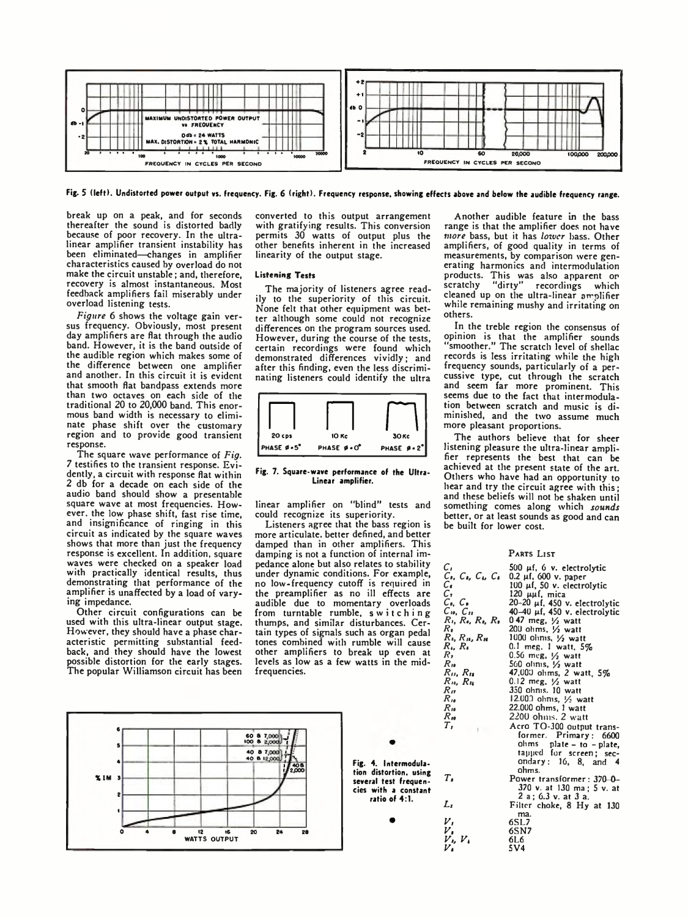0
db -1
-2
MAXIMUM UNDISTORTED POWER OUTPUT vs FREQUENCY
0 db = 24 WATTS
MAX. DISTORTION = 2% TOTAL HARMONIC
20 100 1000 10000 20000
FREQUENCY IN CYCLES PER SECOND

+2
+1
db 0
-1
-2
2 10 60 20,000 100,000 200,000
FREQUENCY IN CYCLES PER SECOND

**Fig. 5 (left). Undistorted power output vs. frequency. Fig. 6 (right). Frequency response, showing effects above and below the audible frequency range.**

break up on a peak, and for seconds thereafter the sound is distorted badly because of poor recovery. In the ultra-linear amplifier transient instability has been eliminated—changes in amplifier characteristics caused by overload do not make the circuit unstable; and, therefore, recovery is almost instantaneous. Most feedback amplifiers fail miserably under overload listening tests.

*Figure* 6 shows the voltage gain versus frequency. Obviously, most present day amplifiers are flat through the audio band. However, it is the band outside of the audible region which makes some of the difference between one amplifier and another. In this circuit it is evident that smooth flat bandpass extends more than two octaves on each side of the traditional 20 to 20,000 band. This enormous band width is necessary to eliminate phase shift over the customary region and to provide good transient response.

The square wave performance of *Fig. 7* testifies to the transient response. Evidently, a circuit with response flat within 2 db for a decade on each side of the audio band should show a presentable square wave at most frequencies. However, the low phase shift, fast rise time, and insignificance of ringing in this circuit as indicated by the square waves shows that more than just the frequency response is excellent. In addition, square waves were checked on a speaker load with practically identical results, thus demonstrating that performance of the amplifier is unaffected by a load of varying impedance.

Other circuit configurations can be used with this ultra-linear output stage. However, they should have a phase characteristic permitting substantial feedback, and they should have the lowest possible distortion for the early stages. The popular Williamson circuit has been converted to this output arrangement with gratifying results. This conversion permits 30 watts of output plus the other benefits inherent in the increased linearity of the output stage.

### Listening Tests

The majority of listeners agree readily to the superiority of this circuit. None felt that other equipment was better although some could not recognize differences on the program sources used. However, during the course of the tests, certain recordings were found which demonstrated differences vividly; and after this finding, even the less discriminating listeners could identify the ultra linear amplifier on "blind" tests and could recognize its superiority.

20 cps PHASE $\phi$ = 5°
10 Kc PHASE $\phi$ = 0°
30 Kc PHASE $\phi$ = 2°

**Fig. 7. Square-wave performance of the Ultra-Linear amplifier.**

Listeners agree that the bass region is more articulate, better defined, and better damped than in other amplifiers. This damping is not a function of internal impedance alone but also relates to stability under dynamic conditions. For example, no low-frequency cutoff is required in the preamplifier as no ill effects are audible due to momentary overloads from turntable rumble, switching thumps, and similar disturbances. Certain types of signals such as organ pedal tones combined with rumble will cause other amplifiers to break up even at levels as low as a few watts in the mid-frequencies.

Another audible feature in the bass range is that the amplifier does not have *more* bass, but it has *lower* bass. Other amplifiers, of good quality in terms of measurements, by comparison were generating harmonics and intermodulation products. This was also apparent on scratchy "dirty" recordings which cleaned up on the ultra-linear amplifier while remaining mushy and irritating on others.

In the treble region the consensus of opinion is that the amplifier sounds "smoother." The scratch level of shellac records is less irritating while the high frequency sounds, particularly of a percussive type, cut through the scratch and seem far more prominent. This seems due to the fact that intermodulation between scratch and music is diminished, and the two assume much more pleasant proportions.

The authors believe that for sheer listening pleasure the ultra-linear amplifier represents the best that can be achieved at the present state of the art. Others who have had an opportunity to hear and try the circuit agree with this; and these beliefs will not be shaken until something comes along which *sounds* better, or at least sounds as good and can be built for lower cost.

PARTS LIST

| | |
|---|---|
| $C_1$ | 500 µf, 6 v. electrolytic |
| $C_2$, $C_3$, $C_4$, $C_5$ | 0.2 µf, 600 v. paper |
| $C_6$ | 100 µf, 50 v. electrolytic |
| $C_7$ | 120 µµf, mica |
| $C_8$, $C_9$ | 20–20 µf, 450 v. electrolytic |
| $C_{10}$, $C_{11}$ | 40–40 µf, 450 v. electrolytic |
| $R_1$, $R_4$, $R_5$, $R_6$ | 0.47 meg, ½ watt |
| $R_2$ | 200 ohms, ½ watt |
| $R_3$, $R_{10}$, $R_{16}$ | 1000 ohms, ½ watt |
| $R_4$, $R_6$ | 0.1 meg, 1 watt, 5% |
| $R_7$ | 0.56 meg, ½ watt |
| $R_{10}$ | 560 ohms, ½ watt |
| $R_{11}$, $R_{12}$ | 47,000 ohms, 2 watt, 5% |
| $R_{13}$, $R_{14}$ | 0.12 meg, ½ watt |
| $R_{17}$ | 350 ohms, 10 watt |
| $R_{18}$ | 12,000 ohms, ½ watt |
| $R_{19}$ | 22,000 ohms, 1 watt |
| $R_{20}$ | 2200 ohms, 2 watt |
| $T_1$ | Acro TO-300 output transformer. Primary: 6600 ohms plate – to – plate, tapped for screen; secondary: 16, 8, and 4 ohms. |
| $T_2$ | Power transformer: 370–0–370 v. at 130 ma; 5 v. at 2 a; 6.3 v. at 3 a. |
| $L_1$ | Filter choke, 8 Hy at 130 ma. |
| $V_1$ | 6SL7 |
| $V_2$ | 6SN7 |
| $V_3$, $V_4$ | 6L6 |
| $V_5$ | 5V4 |

% IM
6 5 4 3 2 1
0 4 8 12 16 20 24 28
WATTS OUTPUT
60 & 7,000
100 & 2,000
40 & 7,000
40 & 12,000
40 & 2,000

**Fig. 4. Intermodulation distortion, using several test frequencies with a constant ratio of 4:1.**